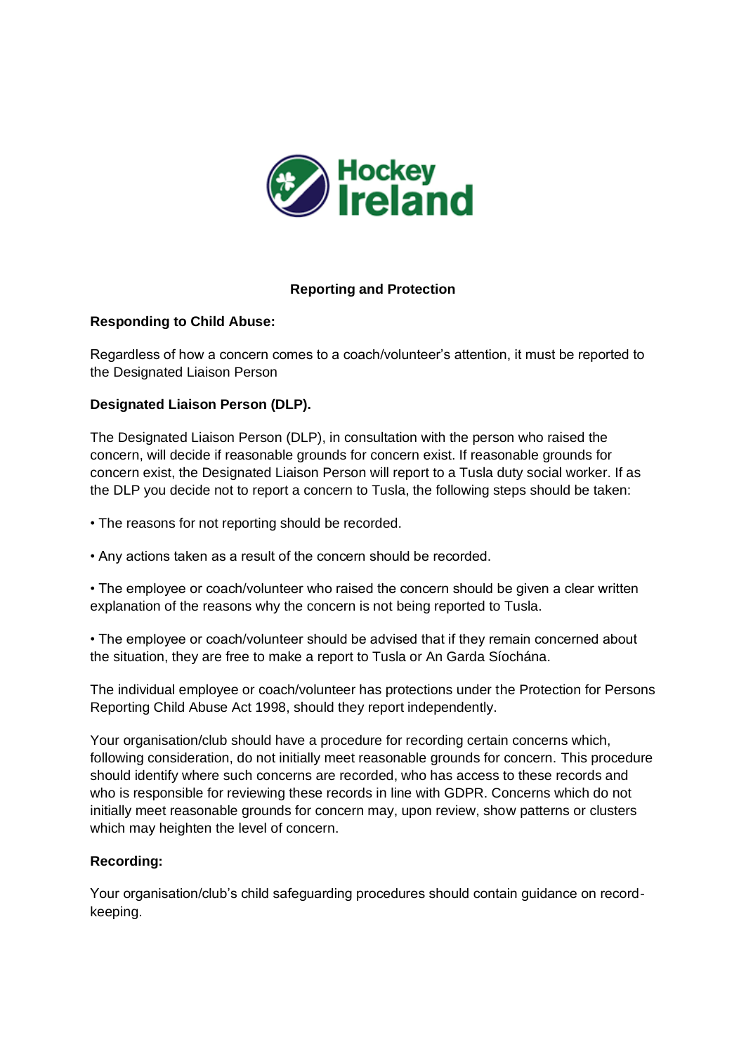Hockey Ireland

## Reporting and Protection

**Responding to Child Abuse:**

Regardless of how a concern comes to a coach/volunteer's attention, it must be reported to the Designated Liaison Person

**Designated Liaison Person (DLP).**

The Designated Liaison Person (DLP), in consultation with the person who raised the concern, will decide if reasonable grounds for concern exist. If reasonable grounds for concern exist, the Designated Liaison Person will report to a Tusla duty social worker. If as the DLP you decide not to report a concern to Tusla, the following steps should be taken:

- The reasons for not reporting should be recorded.
- Any actions taken as a result of the concern should be recorded.
- The employee or coach/volunteer who raised the concern should be given a clear written explanation of the reasons why the concern is not being reported to Tusla.
- The employee or coach/volunteer should be advised that if they remain concerned about the situation, they are free to make a report to Tusla or An Garda Síochána.

The individual employee or coach/volunteer has protections under the Protection for Persons Reporting Child Abuse Act 1998, should they report independently.

Your organisation/club should have a procedure for recording certain concerns which, following consideration, do not initially meet reasonable grounds for concern. This procedure should identify where such concerns are recorded, who has access to these records and who is responsible for reviewing these records in line with GDPR. Concerns which do not initially meet reasonable grounds for concern may, upon review, show patterns or clusters which may heighten the level of concern.

**Recording:**

Your organisation/club's child safeguarding procedures should contain guidance on record-keeping.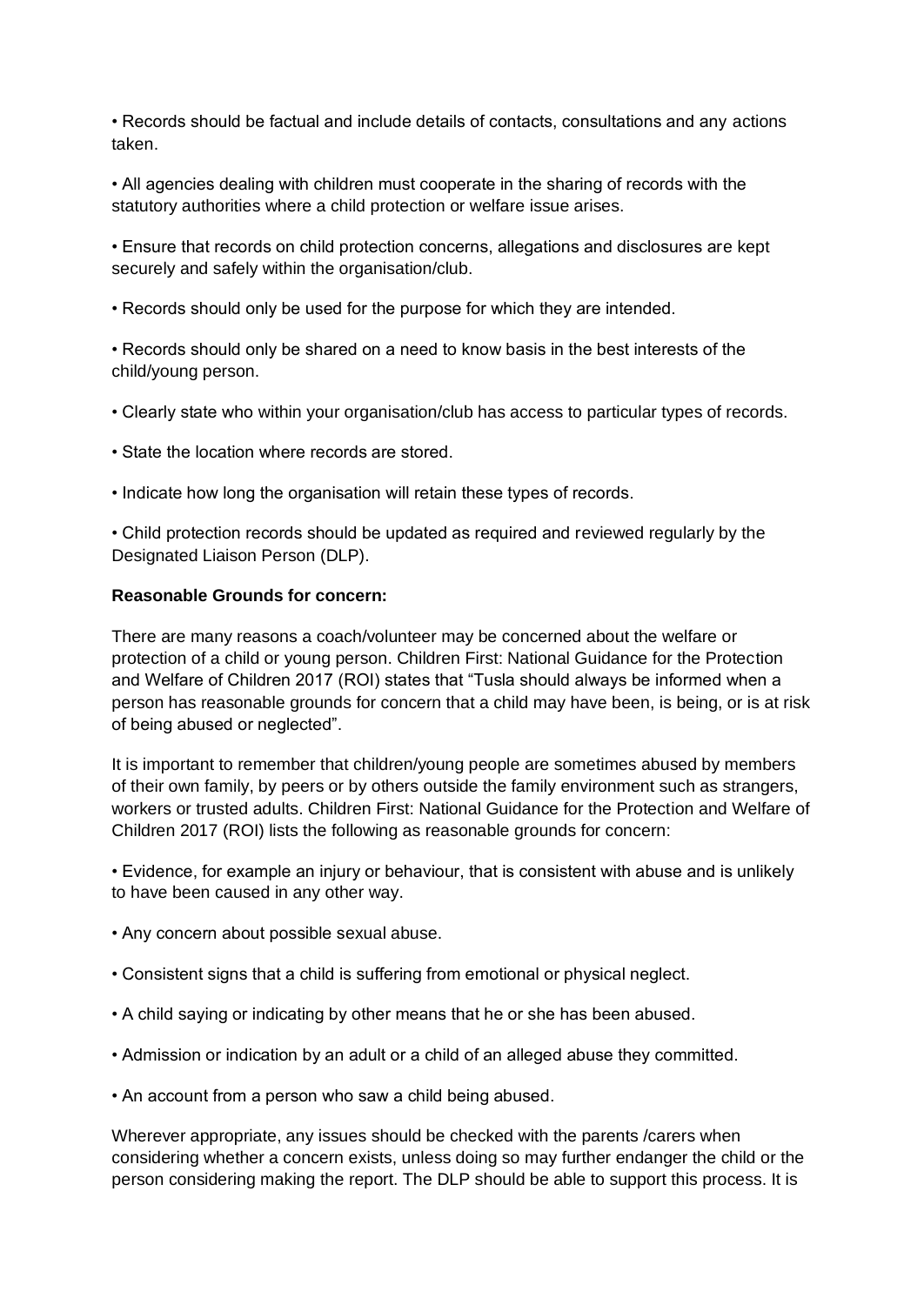- Records should be factual and include details of contacts, consultations and any actions taken.
- All agencies dealing with children must cooperate in the sharing of records with the statutory authorities where a child protection or welfare issue arises.
- Ensure that records on child protection concerns, allegations and disclosures are kept securely and safely within the organisation/club.
- Records should only be used for the purpose for which they are intended.
- Records should only be shared on a need to know basis in the best interests of the child/young person.
- Clearly state who within your organisation/club has access to particular types of records.
- State the location where records are stored.
- Indicate how long the organisation will retain these types of records.
- Child protection records should be updated as required and reviewed regularly by the Designated Liaison Person (DLP).

**Reasonable Grounds for concern:**

There are many reasons a coach/volunteer may be concerned about the welfare or protection of a child or young person. Children First: National Guidance for the Protection and Welfare of Children 2017 (ROI) states that "Tusla should always be informed when a person has reasonable grounds for concern that a child may have been, is being, or is at risk of being abused or neglected".

It is important to remember that children/young people are sometimes abused by members of their own family, by peers or by others outside the family environment such as strangers, workers or trusted adults. Children First: National Guidance for the Protection and Welfare of Children 2017 (ROI) lists the following as reasonable grounds for concern:

- Evidence, for example an injury or behaviour, that is consistent with abuse and is unlikely to have been caused in any other way.
- Any concern about possible sexual abuse.
- Consistent signs that a child is suffering from emotional or physical neglect.
- A child saying or indicating by other means that he or she has been abused.
- Admission or indication by an adult or a child of an alleged abuse they committed.
- An account from a person who saw a child being abused.

Wherever appropriate, any issues should be checked with the parents /carers when considering whether a concern exists, unless doing so may further endanger the child or the person considering making the report. The DLP should be able to support this process. It is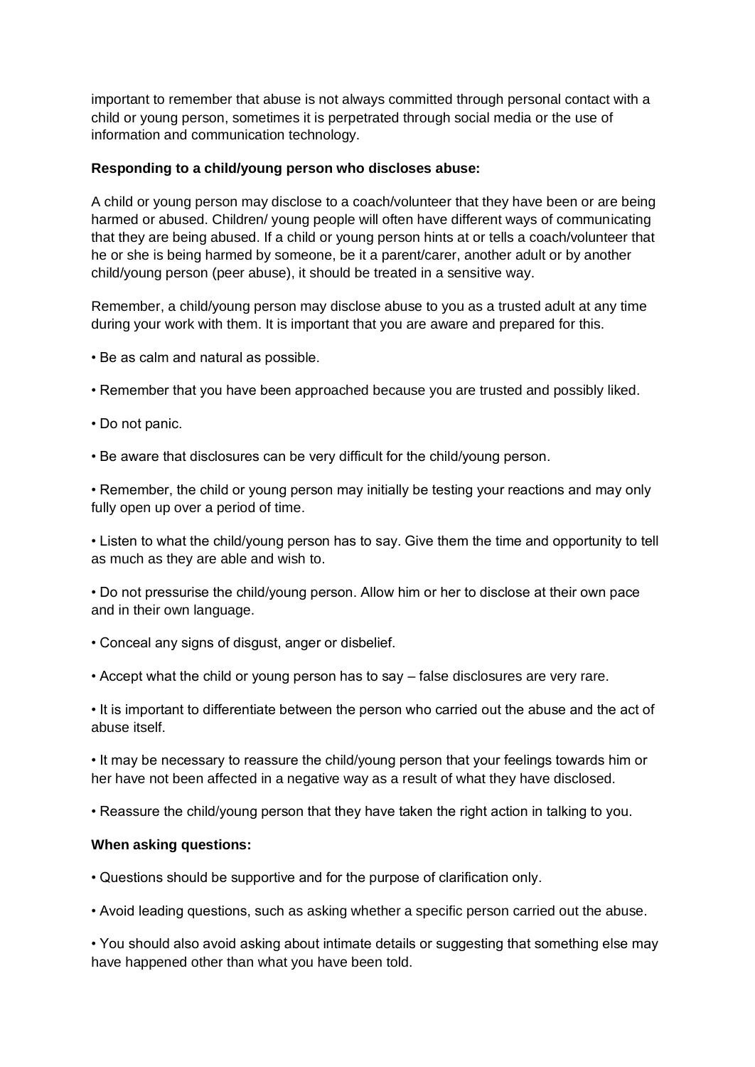important to remember that abuse is not always committed through personal contact with a child or young person, sometimes it is perpetrated through social media or the use of information and communication technology.

**Responding to a child/young person who discloses abuse:**

A child or young person may disclose to a coach/volunteer that they have been or are being harmed or abused. Children/ young people will often have different ways of communicating that they are being abused. If a child or young person hints at or tells a coach/volunteer that he or she is being harmed by someone, be it a parent/carer, another adult or by another child/young person (peer abuse), it should be treated in a sensitive way.

Remember, a child/young person may disclose abuse to you as a trusted adult at any time during your work with them. It is important that you are aware and prepared for this.

- Be as calm and natural as possible.
- Remember that you have been approached because you are trusted and possibly liked.
- Do not panic.
- Be aware that disclosures can be very difficult for the child/young person.
- Remember, the child or young person may initially be testing your reactions and may only fully open up over a period of time.
- Listen to what the child/young person has to say. Give them the time and opportunity to tell as much as they are able and wish to.
- Do not pressurise the child/young person. Allow him or her to disclose at their own pace and in their own language.
- Conceal any signs of disgust, anger or disbelief.
- Accept what the child or young person has to say – false disclosures are very rare.
- It is important to differentiate between the person who carried out the abuse and the act of abuse itself.
- It may be necessary to reassure the child/young person that your feelings towards him or her have not been affected in a negative way as a result of what they have disclosed.
- Reassure the child/young person that they have taken the right action in talking to you.

**When asking questions:**

- Questions should be supportive and for the purpose of clarification only.
- Avoid leading questions, such as asking whether a specific person carried out the abuse.
- You should also avoid asking about intimate details or suggesting that something else may have happened other than what you have been told.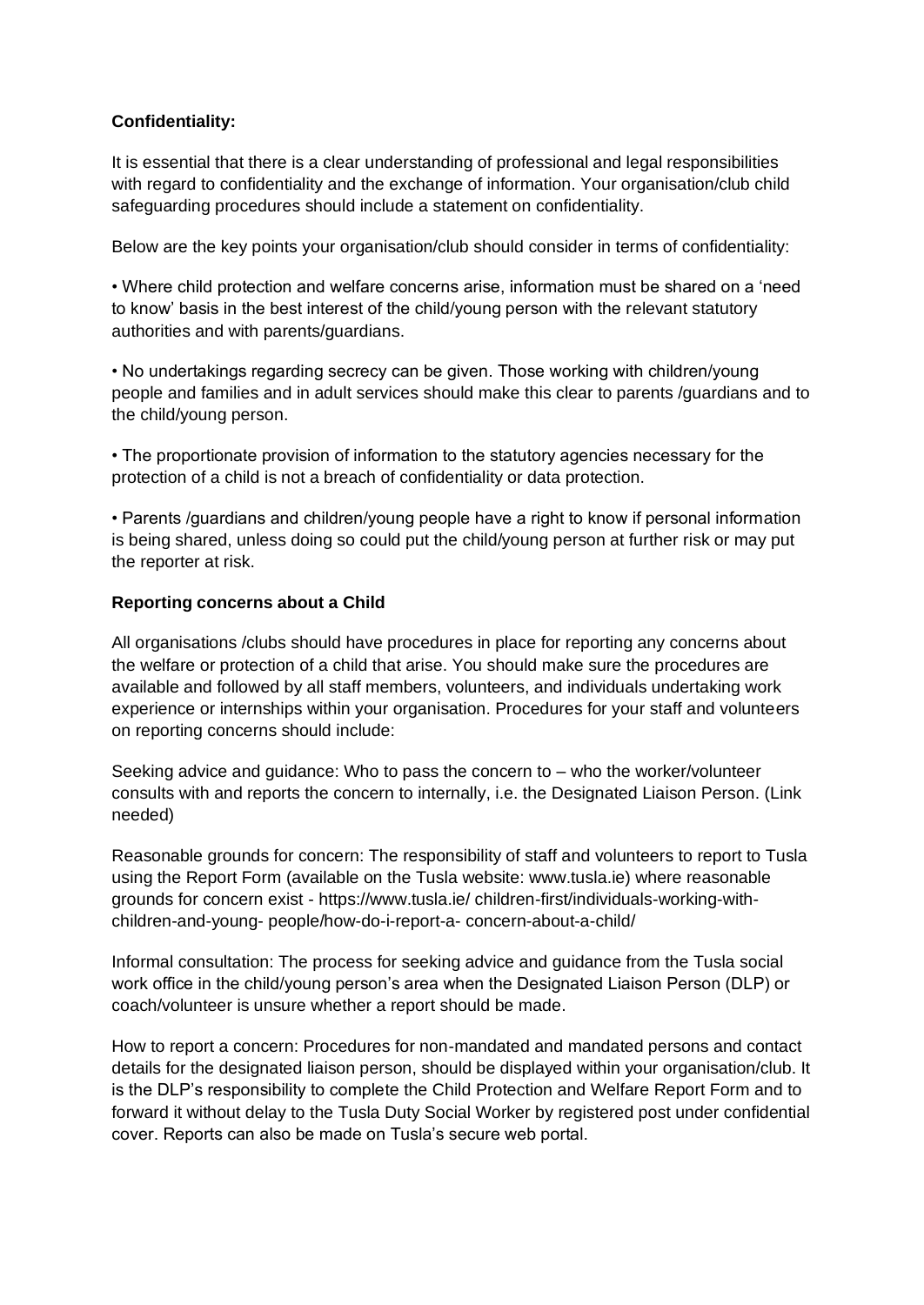**Confidentiality:**

It is essential that there is a clear understanding of professional and legal responsibilities with regard to confidentiality and the exchange of information. Your organisation/club child safeguarding procedures should include a statement on confidentiality.

Below are the key points your organisation/club should consider in terms of confidentiality:

• Where child protection and welfare concerns arise, information must be shared on a 'need to know' basis in the best interest of the child/young person with the relevant statutory authorities and with parents/guardians.

• No undertakings regarding secrecy can be given. Those working with children/young people and families and in adult services should make this clear to parents /guardians and to the child/young person.

• The proportionate provision of information to the statutory agencies necessary for the protection of a child is not a breach of confidentiality or data protection.

• Parents /guardians and children/young people have a right to know if personal information is being shared, unless doing so could put the child/young person at further risk or may put the reporter at risk.

**Reporting concerns about a Child**

All organisations /clubs should have procedures in place for reporting any concerns about the welfare or protection of a child that arise. You should make sure the procedures are available and followed by all staff members, volunteers, and individuals undertaking work experience or internships within your organisation. Procedures for your staff and volunteers on reporting concerns should include:

Seeking advice and guidance: Who to pass the concern to – who the worker/volunteer consults with and reports the concern to internally, i.e. the Designated Liaison Person. (Link needed)

Reasonable grounds for concern: The responsibility of staff and volunteers to report to Tusla using the Report Form (available on the Tusla website: www.tusla.ie) where reasonable grounds for concern exist - https://www.tusla.ie/ children-first/individuals-working-with-children-and-young- people/how-do-i-report-a- concern-about-a-child/

Informal consultation: The process for seeking advice and guidance from the Tusla social work office in the child/young person's area when the Designated Liaison Person (DLP) or coach/volunteer is unsure whether a report should be made.

How to report a concern: Procedures for non-mandated and mandated persons and contact details for the designated liaison person, should be displayed within your organisation/club. It is the DLP's responsibility to complete the Child Protection and Welfare Report Form and to forward it without delay to the Tusla Duty Social Worker by registered post under confidential cover. Reports can also be made on Tusla's secure web portal.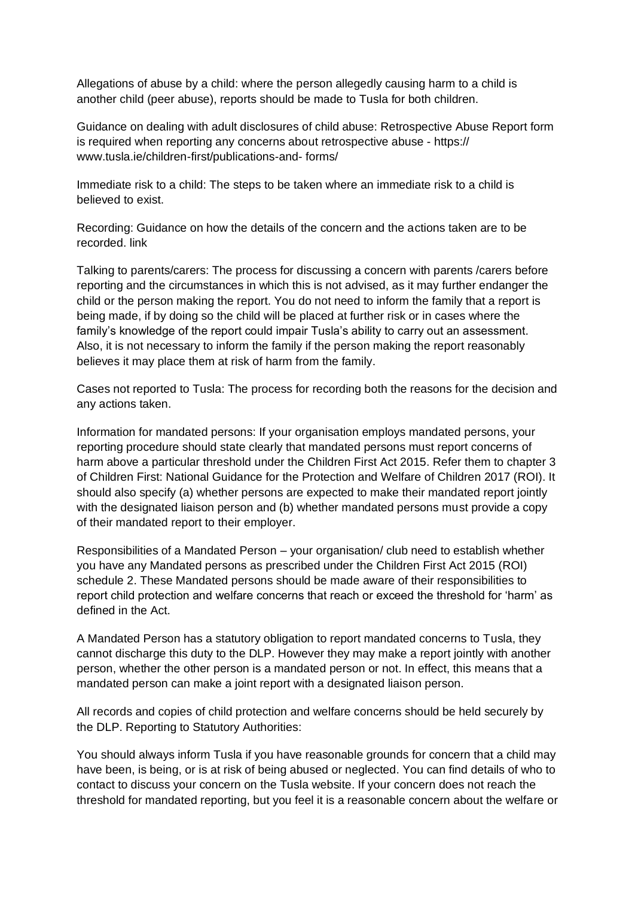Allegations of abuse by a child: where the person allegedly causing harm to a child is another child (peer abuse), reports should be made to Tusla for both children.

Guidance on dealing with adult disclosures of child abuse: Retrospective Abuse Report form is required when reporting any concerns about retrospective abuse - https:// www.tusla.ie/children-first/publications-and- forms/

Immediate risk to a child: The steps to be taken where an immediate risk to a child is believed to exist.

Recording: Guidance on how the details of the concern and the actions taken are to be recorded. link

Talking to parents/carers: The process for discussing a concern with parents /carers before reporting and the circumstances in which this is not advised, as it may further endanger the child or the person making the report. You do not need to inform the family that a report is being made, if by doing so the child will be placed at further risk or in cases where the family's knowledge of the report could impair Tusla's ability to carry out an assessment. Also, it is not necessary to inform the family if the person making the report reasonably believes it may place them at risk of harm from the family.

Cases not reported to Tusla: The process for recording both the reasons for the decision and any actions taken.

Information for mandated persons: If your organisation employs mandated persons, your reporting procedure should state clearly that mandated persons must report concerns of harm above a particular threshold under the Children First Act 2015. Refer them to chapter 3 of Children First: National Guidance for the Protection and Welfare of Children 2017 (ROI). It should also specify (a) whether persons are expected to make their mandated report jointly with the designated liaison person and (b) whether mandated persons must provide a copy of their mandated report to their employer.

Responsibilities of a Mandated Person – your organisation/ club need to establish whether you have any Mandated persons as prescribed under the Children First Act 2015 (ROI) schedule 2. These Mandated persons should be made aware of their responsibilities to report child protection and welfare concerns that reach or exceed the threshold for 'harm' as defined in the Act.

A Mandated Person has a statutory obligation to report mandated concerns to Tusla, they cannot discharge this duty to the DLP. However they may make a report jointly with another person, whether the other person is a mandated person or not. In effect, this means that a mandated person can make a joint report with a designated liaison person.

All records and copies of child protection and welfare concerns should be held securely by the DLP. Reporting to Statutory Authorities:

You should always inform Tusla if you have reasonable grounds for concern that a child may have been, is being, or is at risk of being abused or neglected. You can find details of who to contact to discuss your concern on the Tusla website. If your concern does not reach the threshold for mandated reporting, but you feel it is a reasonable concern about the welfare or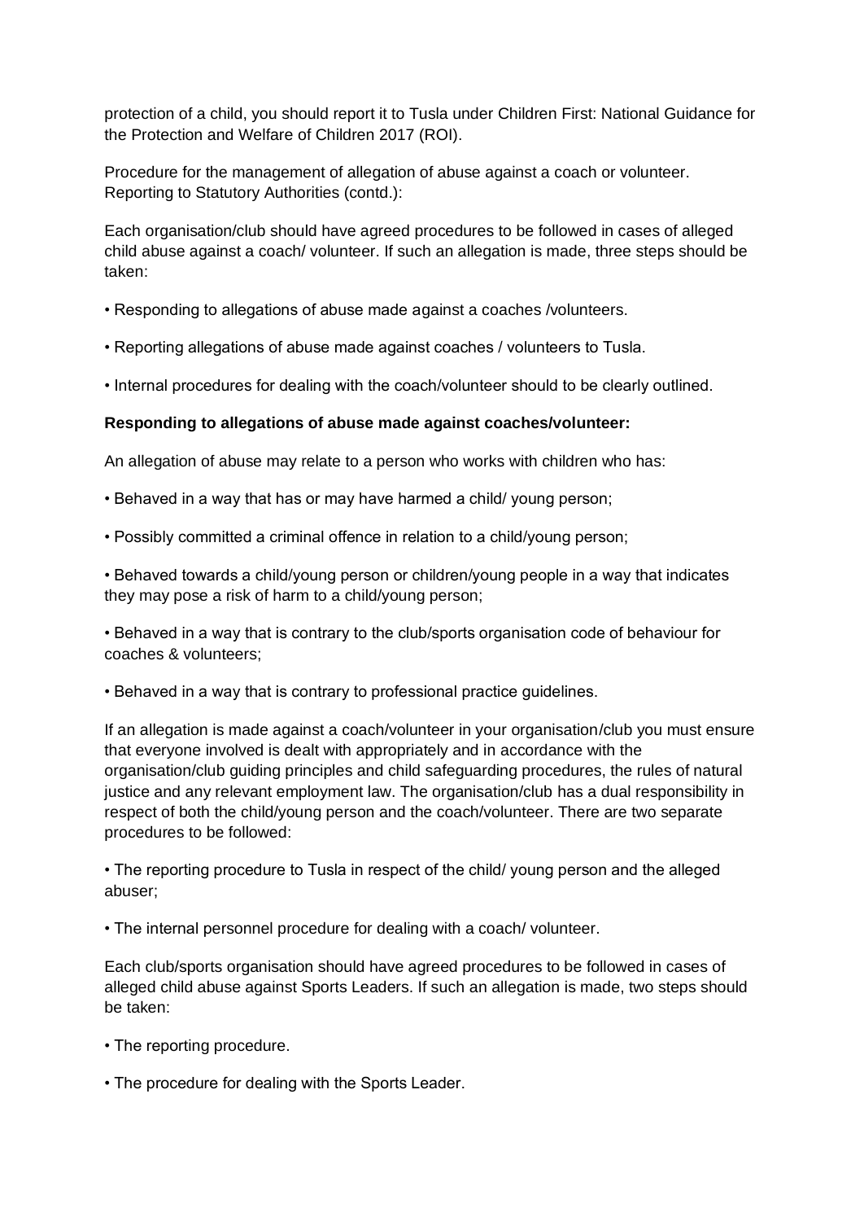protection of a child, you should report it to Tusla under Children First: National Guidance for the Protection and Welfare of Children 2017 (ROI).

Procedure for the management of allegation of abuse against a coach or volunteer. Reporting to Statutory Authorities (contd.):

Each organisation/club should have agreed procedures to be followed in cases of alleged child abuse against a coach/ volunteer. If such an allegation is made, three steps should be taken:

- Responding to allegations of abuse made against a coaches /volunteers.
- Reporting allegations of abuse made against coaches / volunteers to Tusla.
- Internal procedures for dealing with the coach/volunteer should to be clearly outlined.

**Responding to allegations of abuse made against coaches/volunteer:**

An allegation of abuse may relate to a person who works with children who has:

- Behaved in a way that has or may have harmed a child/ young person;
- Possibly committed a criminal offence in relation to a child/young person;
- Behaved towards a child/young person or children/young people in a way that indicates they may pose a risk of harm to a child/young person;
- Behaved in a way that is contrary to the club/sports organisation code of behaviour for coaches & volunteers;
- Behaved in a way that is contrary to professional practice guidelines.

If an allegation is made against a coach/volunteer in your organisation/club you must ensure that everyone involved is dealt with appropriately and in accordance with the organisation/club guiding principles and child safeguarding procedures, the rules of natural justice and any relevant employment law. The organisation/club has a dual responsibility in respect of both the child/young person and the coach/volunteer. There are two separate procedures to be followed:

- The reporting procedure to Tusla in respect of the child/ young person and the alleged abuser;
- The internal personnel procedure for dealing with a coach/ volunteer.

Each club/sports organisation should have agreed procedures to be followed in cases of alleged child abuse against Sports Leaders. If such an allegation is made, two steps should be taken:

- The reporting procedure.
- The procedure for dealing with the Sports Leader.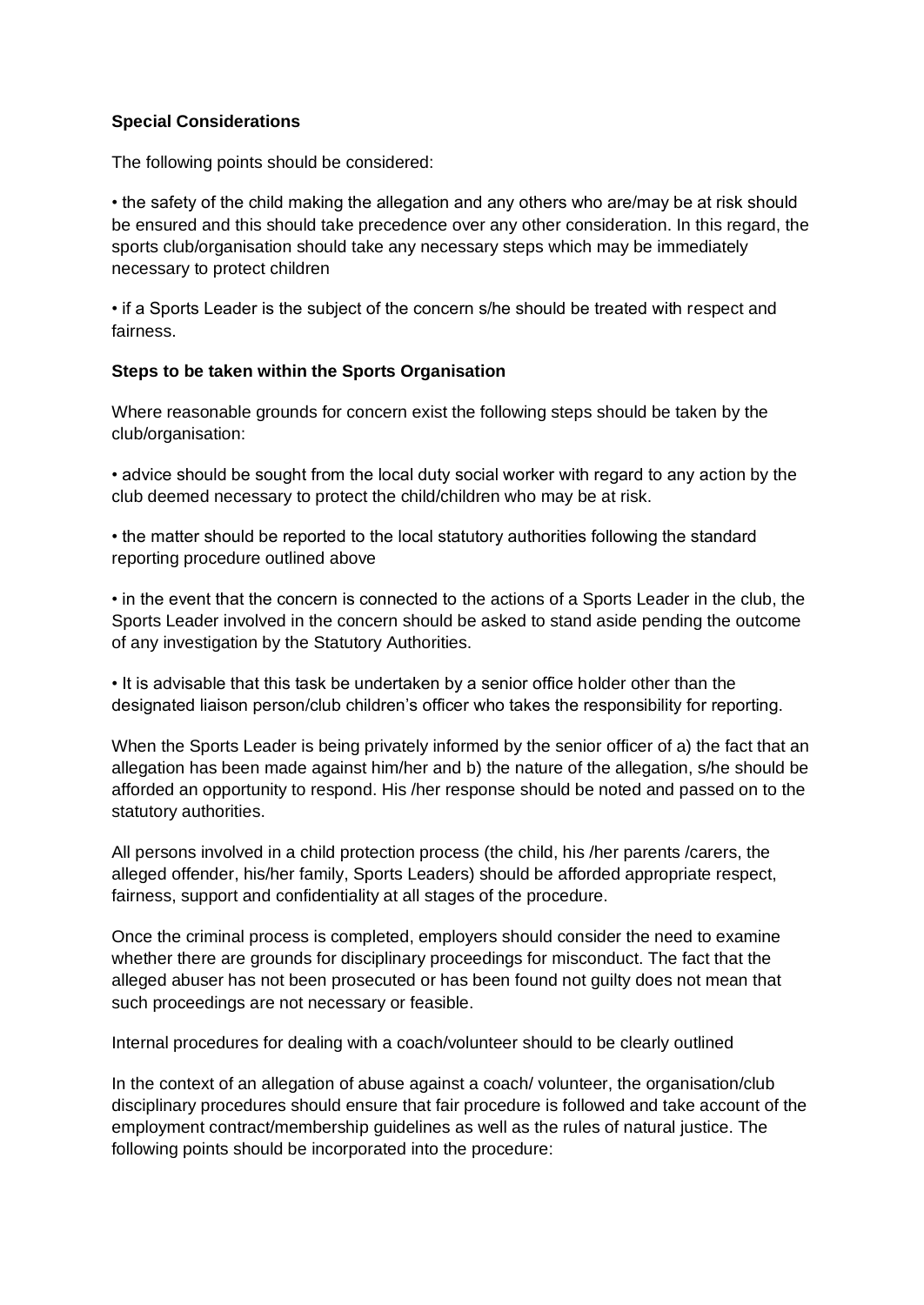**Special Considerations**

The following points should be considered:

- the safety of the child making the allegation and any others who are/may be at risk should be ensured and this should take precedence over any other consideration. In this regard, the sports club/organisation should take any necessary steps which may be immediately necessary to protect children

- if a Sports Leader is the subject of the concern s/he should be treated with respect and fairness.

**Steps to be taken within the Sports Organisation**

Where reasonable grounds for concern exist the following steps should be taken by the club/organisation:

- advice should be sought from the local duty social worker with regard to any action by the club deemed necessary to protect the child/children who may be at risk.

- the matter should be reported to the local statutory authorities following the standard reporting procedure outlined above

- in the event that the concern is connected to the actions of a Sports Leader in the club, the Sports Leader involved in the concern should be asked to stand aside pending the outcome of any investigation by the Statutory Authorities.

- It is advisable that this task be undertaken by a senior office holder other than the designated liaison person/club children's officer who takes the responsibility for reporting.

When the Sports Leader is being privately informed by the senior officer of a) the fact that an allegation has been made against him/her and b) the nature of the allegation, s/he should be afforded an opportunity to respond. His /her response should be noted and passed on to the statutory authorities.

All persons involved in a child protection process (the child, his /her parents /carers, the alleged offender, his/her family, Sports Leaders) should be afforded appropriate respect, fairness, support and confidentiality at all stages of the procedure.

Once the criminal process is completed, employers should consider the need to examine whether there are grounds for disciplinary proceedings for misconduct. The fact that the alleged abuser has not been prosecuted or has been found not guilty does not mean that such proceedings are not necessary or feasible.

Internal procedures for dealing with a coach/volunteer should to be clearly outlined

In the context of an allegation of abuse against a coach/ volunteer, the organisation/club disciplinary procedures should ensure that fair procedure is followed and take account of the employment contract/membership guidelines as well as the rules of natural justice. The following points should be incorporated into the procedure: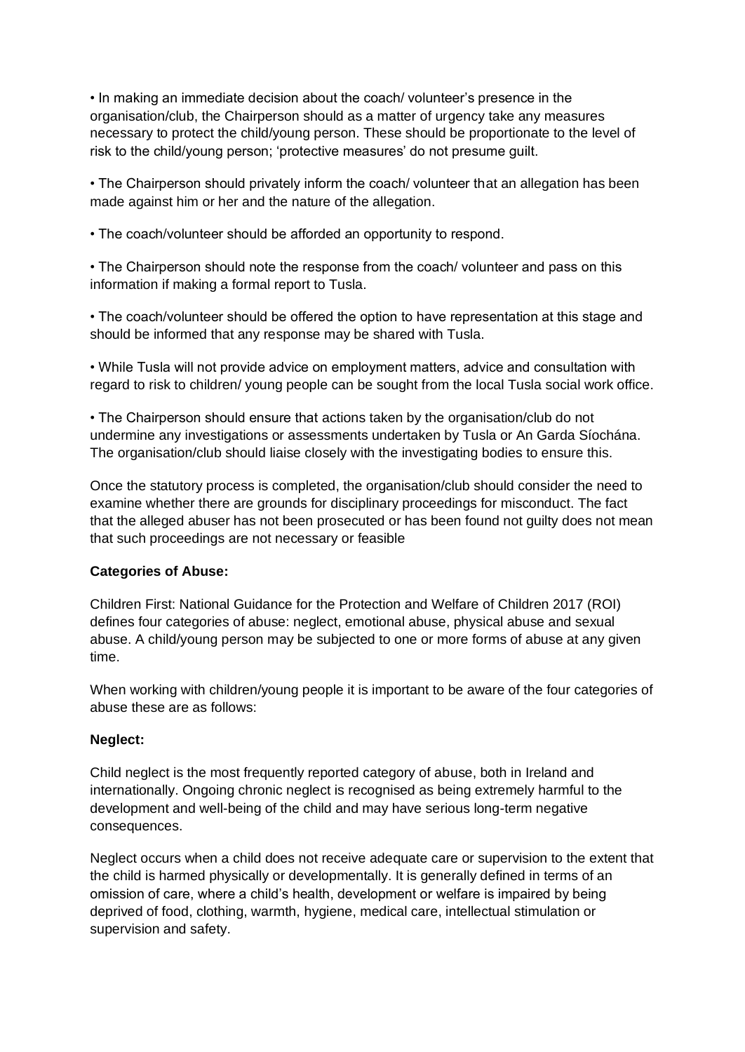- In making an immediate decision about the coach/ volunteer's presence in the organisation/club, the Chairperson should as a matter of urgency take any measures necessary to protect the child/young person. These should be proportionate to the level of risk to the child/young person; 'protective measures' do not presume guilt.

- The Chairperson should privately inform the coach/ volunteer that an allegation has been made against him or her and the nature of the allegation.

- The coach/volunteer should be afforded an opportunity to respond.

- The Chairperson should note the response from the coach/ volunteer and pass on this information if making a formal report to Tusla.

- The coach/volunteer should be offered the option to have representation at this stage and should be informed that any response may be shared with Tusla.

- While Tusla will not provide advice on employment matters, advice and consultation with regard to risk to children/ young people can be sought from the local Tusla social work office.

- The Chairperson should ensure that actions taken by the organisation/club do not undermine any investigations or assessments undertaken by Tusla or An Garda Síochána. The organisation/club should liaise closely with the investigating bodies to ensure this.

Once the statutory process is completed, the organisation/club should consider the need to examine whether there are grounds for disciplinary proceedings for misconduct. The fact that the alleged abuser has not been prosecuted or has been found not guilty does not mean that such proceedings are not necessary or feasible

**Categories of Abuse:**

Children First: National Guidance for the Protection and Welfare of Children 2017 (ROI) defines four categories of abuse: neglect, emotional abuse, physical abuse and sexual abuse. A child/young person may be subjected to one or more forms of abuse at any given time.

When working with children/young people it is important to be aware of the four categories of abuse these are as follows:

**Neglect:**

Child neglect is the most frequently reported category of abuse, both in Ireland and internationally. Ongoing chronic neglect is recognised as being extremely harmful to the development and well-being of the child and may have serious long-term negative consequences.

Neglect occurs when a child does not receive adequate care or supervision to the extent that the child is harmed physically or developmentally. It is generally defined in terms of an omission of care, where a child's health, development or welfare is impaired by being deprived of food, clothing, warmth, hygiene, medical care, intellectual stimulation or supervision and safety.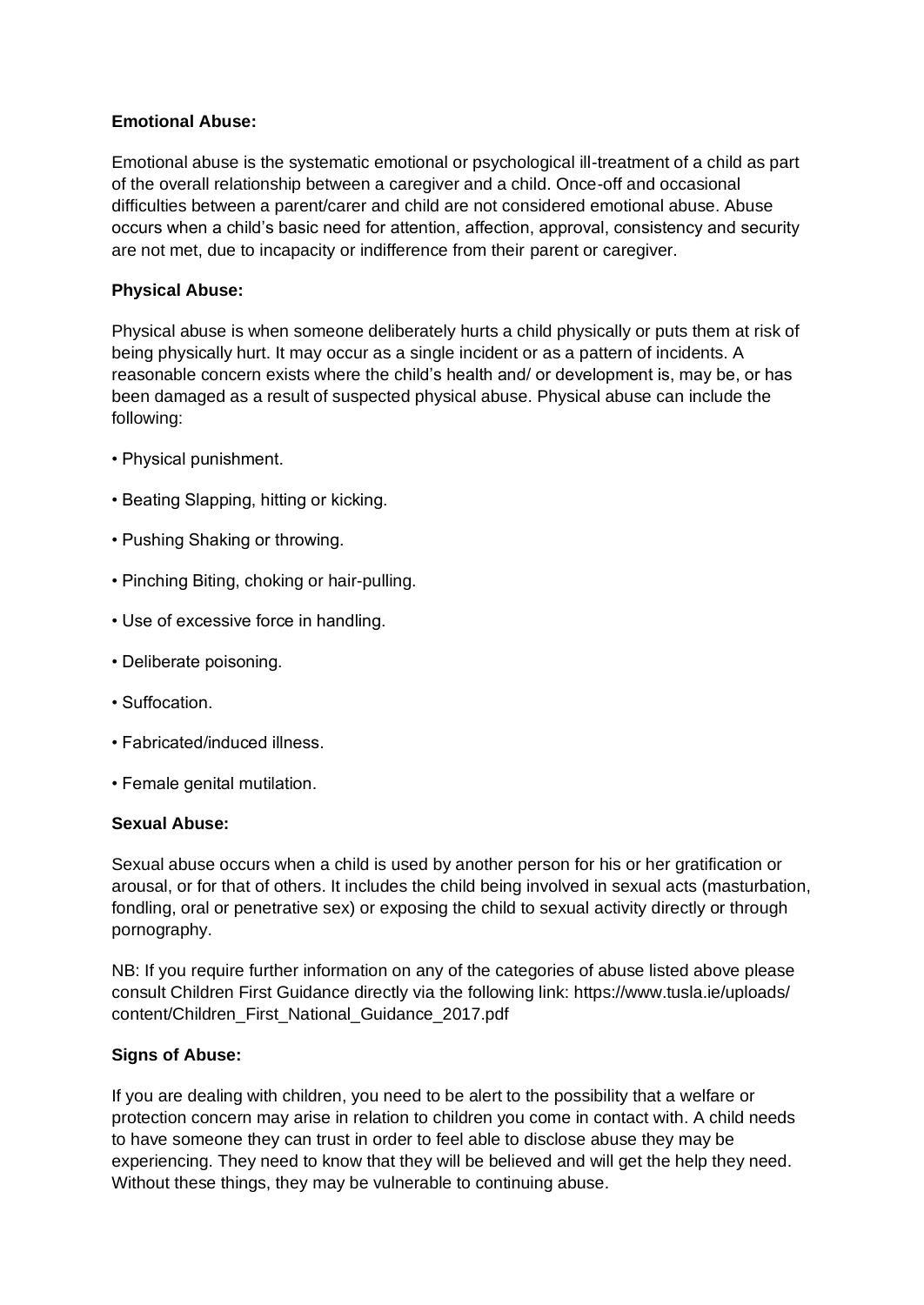**Emotional Abuse:**

Emotional abuse is the systematic emotional or psychological ill-treatment of a child as part of the overall relationship between a caregiver and a child. Once-off and occasional difficulties between a parent/carer and child are not considered emotional abuse. Abuse occurs when a child's basic need for attention, affection, approval, consistency and security are not met, due to incapacity or indifference from their parent or caregiver.

**Physical Abuse:**

Physical abuse is when someone deliberately hurts a child physically or puts them at risk of being physically hurt. It may occur as a single incident or as a pattern of incidents. A reasonable concern exists where the child's health and/ or development is, may be, or has been damaged as a result of suspected physical abuse. Physical abuse can include the following:

- Physical punishment.
- Beating Slapping, hitting or kicking.
- Pushing Shaking or throwing.
- Pinching Biting, choking or hair-pulling.
- Use of excessive force in handling.
- Deliberate poisoning.
- Suffocation.
- Fabricated/induced illness.
- Female genital mutilation.

**Sexual Abuse:**

Sexual abuse occurs when a child is used by another person for his or her gratification or arousal, or for that of others. It includes the child being involved in sexual acts (masturbation, fondling, oral or penetrative sex) or exposing the child to sexual activity directly or through pornography.

NB: If you require further information on any of the categories of abuse listed above please consult Children First Guidance directly via the following link: https://www.tusla.ie/uploads/content/Children_First_National_Guidance_2017.pdf

**Signs of Abuse:**

If you are dealing with children, you need to be alert to the possibility that a welfare or protection concern may arise in relation to children you come in contact with. A child needs to have someone they can trust in order to feel able to disclose abuse they may be experiencing. They need to know that they will be believed and will get the help they need. Without these things, they may be vulnerable to continuing abuse.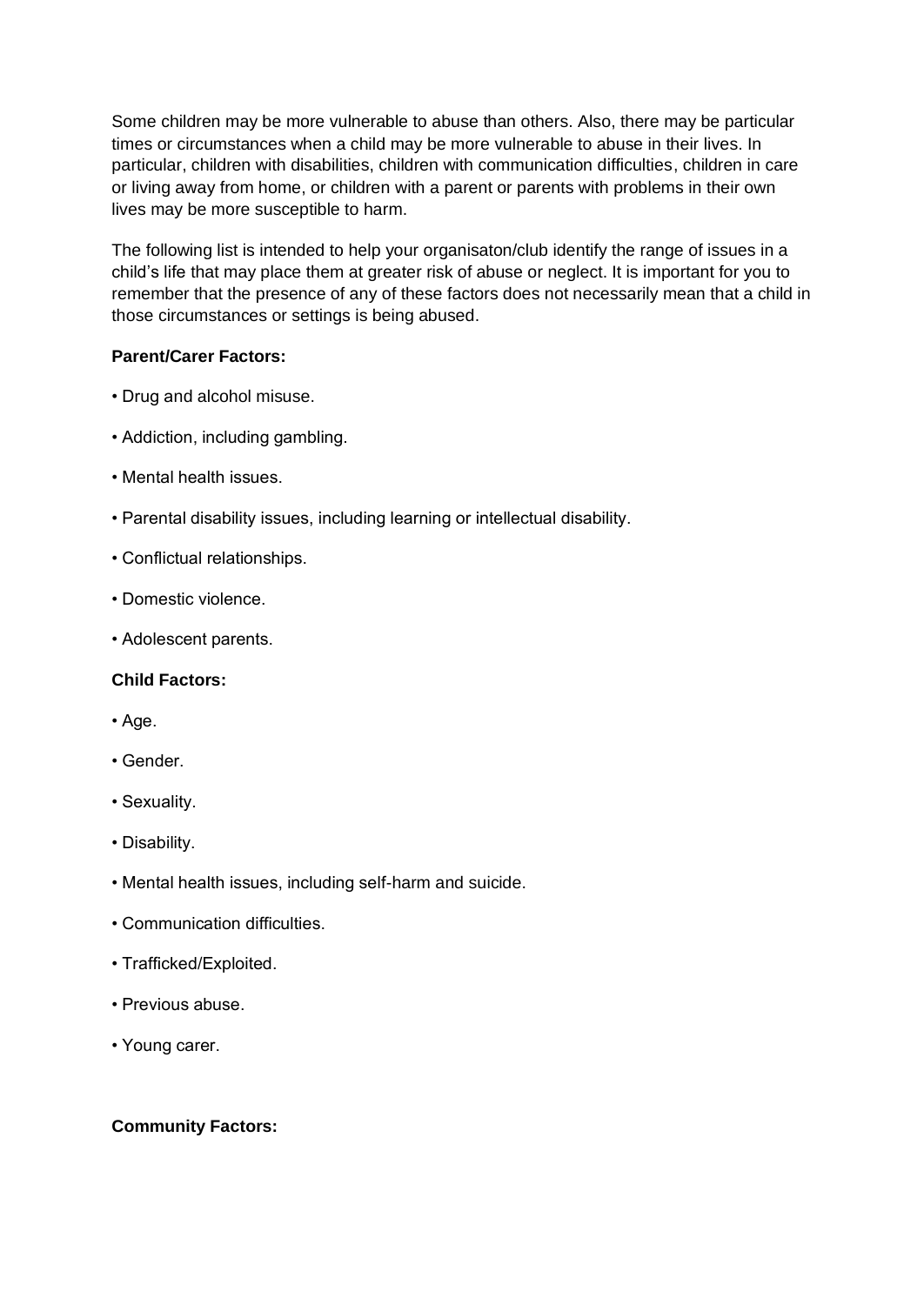Some children may be more vulnerable to abuse than others. Also, there may be particular times or circumstances when a child may be more vulnerable to abuse in their lives. In particular, children with disabilities, children with communication difficulties, children in care or living away from home, or children with a parent or parents with problems in their own lives may be more susceptible to harm.

The following list is intended to help your organisaton/club identify the range of issues in a child's life that may place them at greater risk of abuse or neglect. It is important for you to remember that the presence of any of these factors does not necessarily mean that a child in those circumstances or settings is being abused.

**Parent/Carer Factors:**

- Drug and alcohol misuse.
- Addiction, including gambling.
- Mental health issues.
- Parental disability issues, including learning or intellectual disability.
- Conflictual relationships.
- Domestic violence.
- Adolescent parents.

**Child Factors:**

- Age.
- Gender.
- Sexuality.
- Disability.
- Mental health issues, including self-harm and suicide.
- Communication difficulties.
- Trafficked/Exploited.
- Previous abuse.
- Young carer.

**Community Factors:**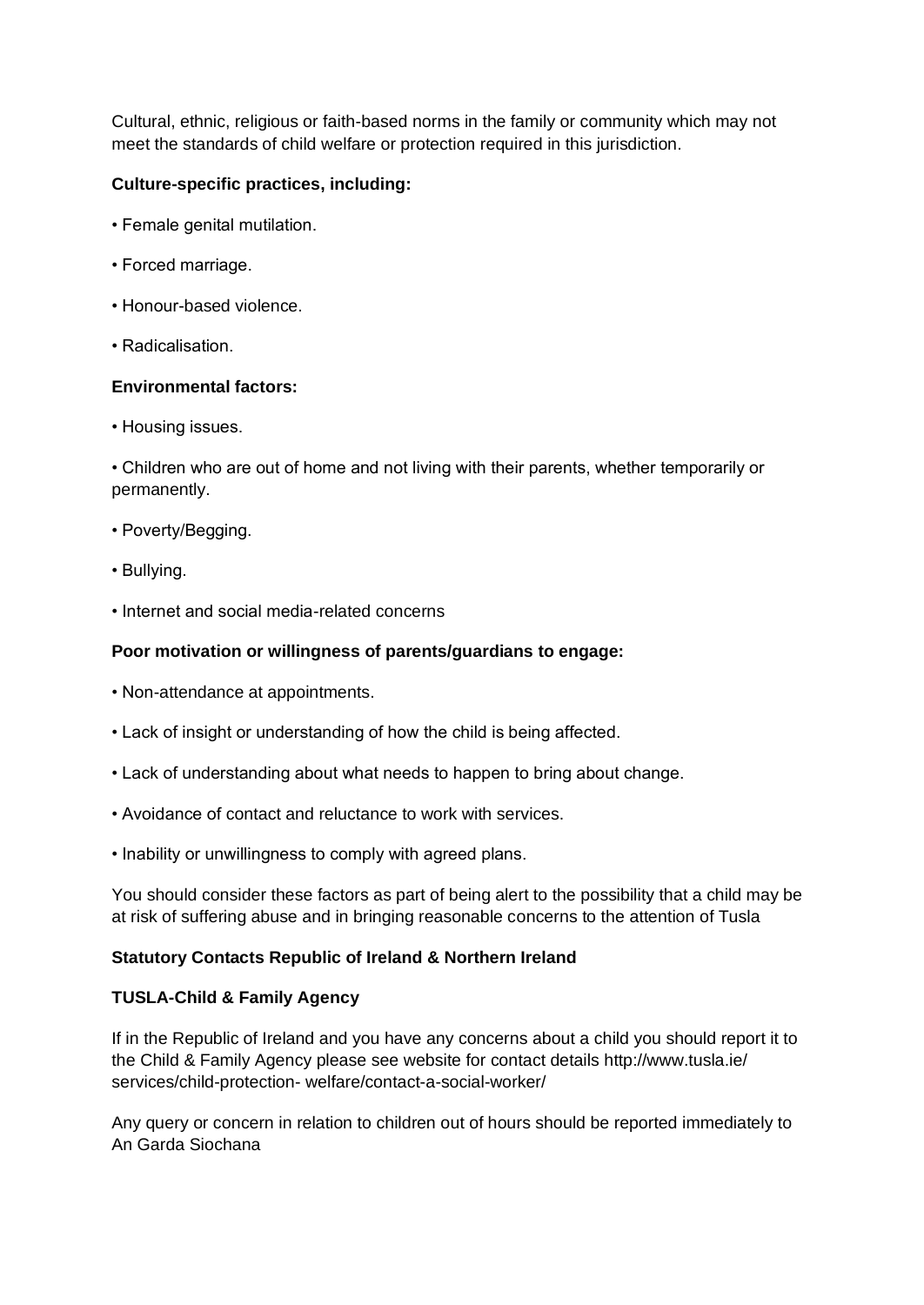Cultural, ethnic, religious or faith-based norms in the family or community which may not meet the standards of child welfare or protection required in this jurisdiction.

**Culture-specific practices, including:**

- Female genital mutilation.
- Forced marriage.
- Honour-based violence.
- Radicalisation.

**Environmental factors:**

- Housing issues.
- Children who are out of home and not living with their parents, whether temporarily or permanently.
- Poverty/Begging.
- Bullying.
- Internet and social media-related concerns

**Poor motivation or willingness of parents/guardians to engage:**

- Non-attendance at appointments.
- Lack of insight or understanding of how the child is being affected.
- Lack of understanding about what needs to happen to bring about change.
- Avoidance of contact and reluctance to work with services.
- Inability or unwillingness to comply with agreed plans.

You should consider these factors as part of being alert to the possibility that a child may be at risk of suffering abuse and in bringing reasonable concerns to the attention of Tusla

**Statutory Contacts Republic of Ireland & Northern Ireland**

**TUSLA-Child & Family Agency**

If in the Republic of Ireland and you have any concerns about a child you should report it to the Child & Family Agency please see website for contact details http://www.tusla.ie/services/child-protection- welfare/contact-a-social-worker/

Any query or concern in relation to children out of hours should be reported immediately to An Garda Siochana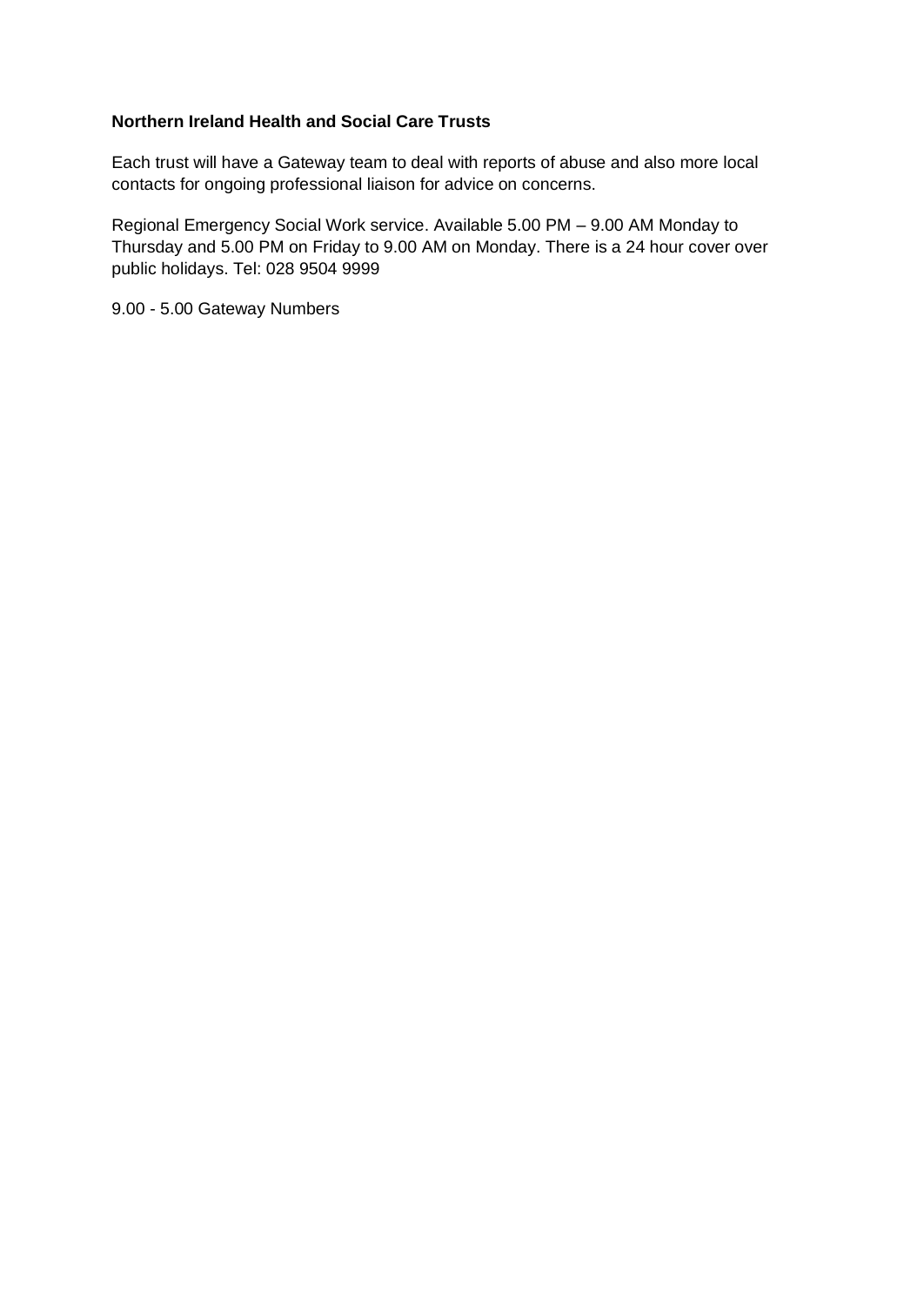**Northern Ireland Health and Social Care Trusts**

Each trust will have a Gateway team to deal with reports of abuse and also more local contacts for ongoing professional liaison for advice on concerns.

Regional Emergency Social Work service. Available 5.00 PM – 9.00 AM Monday to Thursday and 5.00 PM on Friday to 9.00 AM on Monday. There is a 24 hour cover over public holidays. Tel: 028 9504 9999

9.00 - 5.00 Gateway Numbers